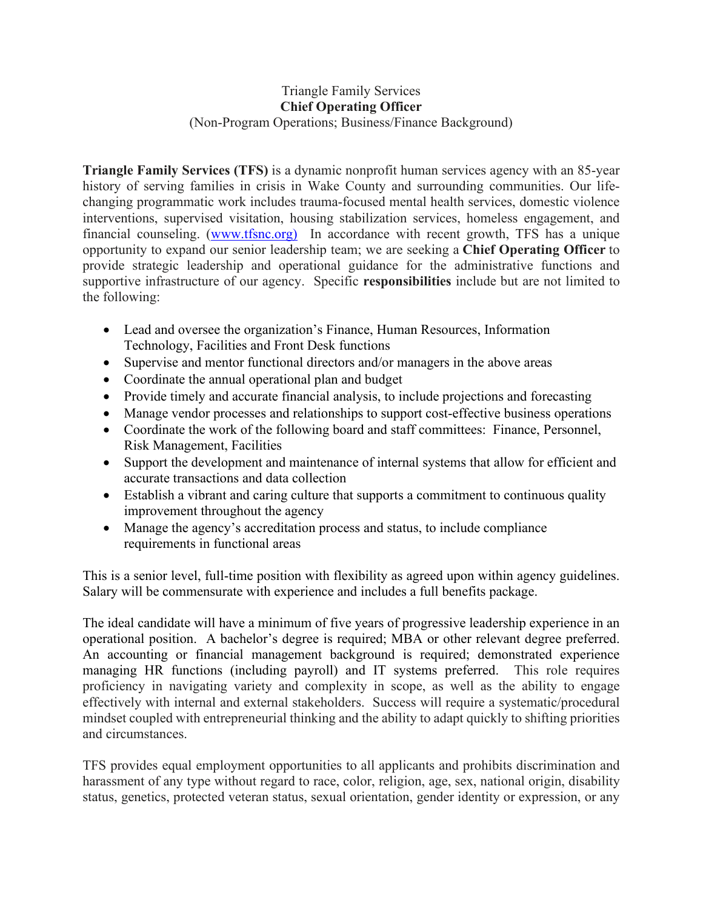Triangle Family Services

**Chief Operating Officer**

(Non-Program Operations; Business/Finance Background)

**Triangle Family Services (TFS)** is a dynamic nonprofit human services agency with an 85-year history of serving families in crisis in Wake County and surrounding communities. Our life-changing programmatic work includes trauma-focused mental health services, domestic violence interventions, supervised visitation, housing stabilization services, homeless engagement, and financial counseling. (www.tfsnc.org) In accordance with recent growth, TFS has a unique opportunity to expand our senior leadership team; we are seeking a **Chief Operating Officer** to provide strategic leadership and operational guidance for the administrative functions and supportive infrastructure of our agency. Specific **responsibilities** include but are not limited to the following:

- Lead and oversee the organization's Finance, Human Resources, Information Technology, Facilities and Front Desk functions
- Supervise and mentor functional directors and/or managers in the above areas
- Coordinate the annual operational plan and budget
- Provide timely and accurate financial analysis, to include projections and forecasting
- Manage vendor processes and relationships to support cost-effective business operations
- Coordinate the work of the following board and staff committees: Finance, Personnel, Risk Management, Facilities
- Support the development and maintenance of internal systems that allow for efficient and accurate transactions and data collection
- Establish a vibrant and caring culture that supports a commitment to continuous quality improvement throughout the agency
- Manage the agency's accreditation process and status, to include compliance requirements in functional areas

This is a senior level, full-time position with flexibility as agreed upon within agency guidelines. Salary will be commensurate with experience and includes a full benefits package.

The ideal candidate will have a minimum of five years of progressive leadership experience in an operational position. A bachelor's degree is required; MBA or other relevant degree preferred. An accounting or financial management background is required; demonstrated experience managing HR functions (including payroll) and IT systems preferred. This role requires proficiency in navigating variety and complexity in scope, as well as the ability to engage effectively with internal and external stakeholders. Success will require a systematic/procedural mindset coupled with entrepreneurial thinking and the ability to adapt quickly to shifting priorities and circumstances.

TFS provides equal employment opportunities to all applicants and prohibits discrimination and harassment of any type without regard to race, color, religion, age, sex, national origin, disability status, genetics, protected veteran status, sexual orientation, gender identity or expression, or any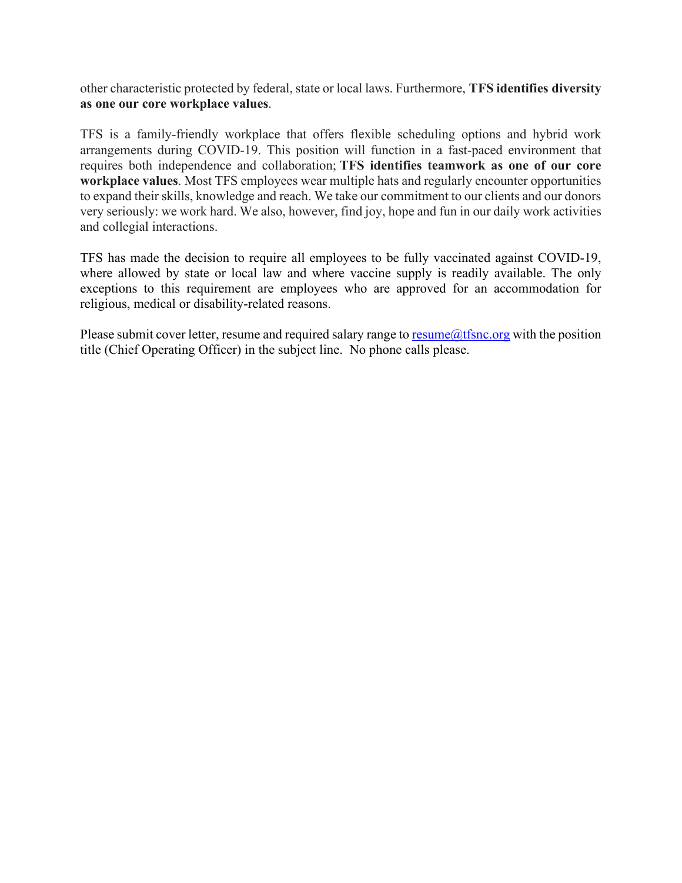other characteristic protected by federal, state or local laws. Furthermore, **TFS identifies diversity as one our core workplace values**.

TFS is a family-friendly workplace that offers flexible scheduling options and hybrid work arrangements during COVID-19. This position will function in a fast-paced environment that requires both independence and collaboration; **TFS identifies teamwork as one of our core workplace values**. Most TFS employees wear multiple hats and regularly encounter opportunities to expand their skills, knowledge and reach. We take our commitment to our clients and our donors very seriously: we work hard. We also, however, find joy, hope and fun in our daily work activities and collegial interactions.

TFS has made the decision to require all employees to be fully vaccinated against COVID-19, where allowed by state or local law and where vaccine supply is readily available. The only exceptions to this requirement are employees who are approved for an accommodation for religious, medical or disability-related reasons.

Please submit cover letter, resume and required salary range to [resume@tfsnc.org](mailto:resume@tfsnc.org) with the position title (Chief Operating Officer) in the subject line. No phone calls please.